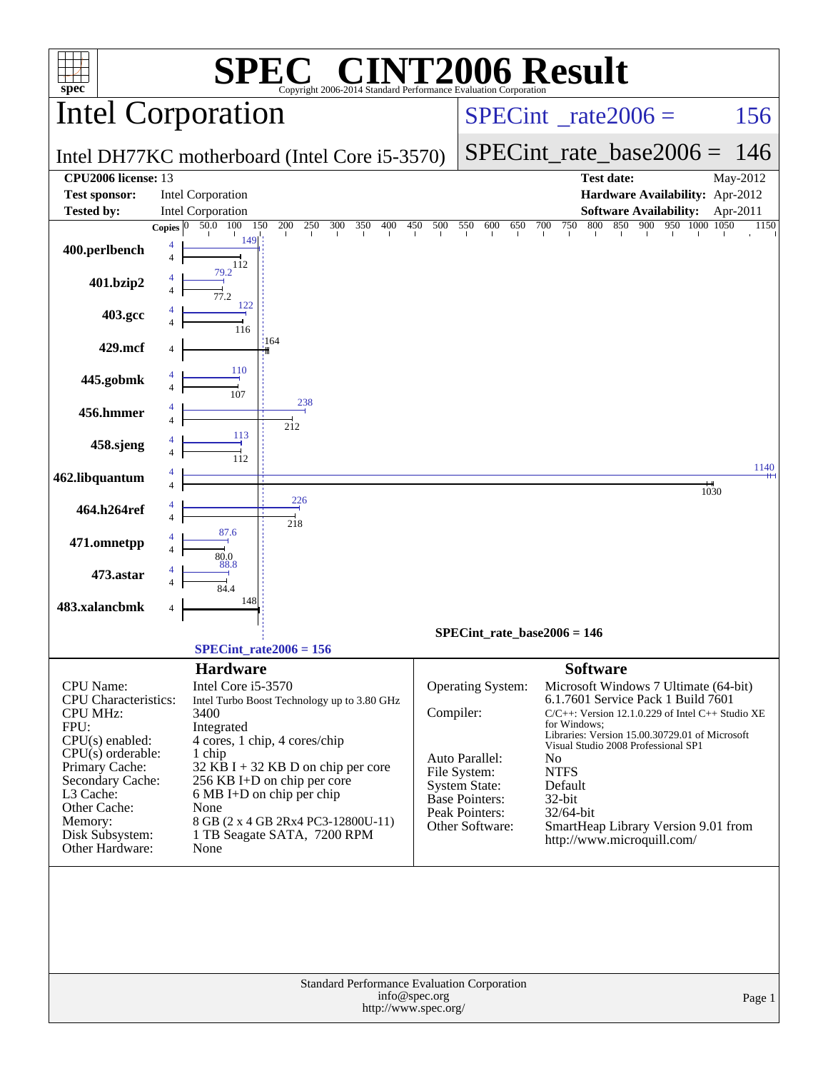# SPEC CINT2006 Result

Copyright 2006-2014 Standard Performance Evaluation Corporation

## Intel Corporation

**SPECint_rate2006 = 156**

Intel DH77KC motherboard (Intel Core i5-3570)

**SPECint_rate_base2006 = 146**

| | | | |
|---|---|---|---|
| **CPU2006 license:** | 13 | **Test date:** | May-2012 |
| **Test sponsor:** | Intel Corporation | **Hardware Availability:** | Apr-2012 |
| **Tested by:** | Intel Corporation | **Software Availability:** | Apr-2011 |

| Benchmark | Copies | Peak | Base |
|---|---|---|---|
| 400.perlbench | 4 | 149 | 112 |
| 401.bzip2 | 4 | 79.2 | 77.2 |
| 403.gcc | 4 | 122 | 116 |
| 429.mcf | 4 | | 164 |
| 445.gobmk | 4 | 110 | 107 |
| 456.hmmer | 4 | 238 | 212 |
| 458.sjeng | 4 | 113 | 112 |
| 462.libquantum | 4 | 1140 | 1030 |
| 464.h264ref | 4 | 226 | 218 |
| 471.omnetpp | 4 | 87.6 | 80.0 |
| 473.astar | 4 | 88.8 | 84.4 |
| 483.xalancbmk | 4 | | 148 |

SPECint_rate_base2006 = 146

SPECint_rate2006 = 156

### Hardware

| | |
|---|---|
| CPU Name: | Intel Core i5-3570 |
| CPU Characteristics: | Intel Turbo Boost Technology up to 3.80 GHz |
| CPU MHz: | 3400 |
| FPU: | Integrated |
| CPU(s) enabled: | 4 cores, 1 chip, 4 cores/chip |
| CPU(s) orderable: | 1 chip |
| Primary Cache: | 32 KB I + 32 KB D on chip per core |
| Secondary Cache: | 256 KB I+D on chip per core |
| L3 Cache: | 6 MB I+D on chip per chip |
| Other Cache: | None |
| Memory: | 8 GB (2 x 4 GB 2Rx4 PC3-12800U-11) |
| Disk Subsystem: | 1 TB Seagate SATA, 7200 RPM |
| Other Hardware: | None |

### Software

| | |
|---|---|
| Operating System: | Microsoft Windows 7 Ultimate (64-bit) 6.1.7601 Service Pack 1 Build 7601 |
| Compiler: | C/C++: Version 12.1.0.229 of Intel C++ Studio XE for Windows; Libraries: Version 15.00.30729.01 of Microsoft Visual Studio 2008 Professional SP1 |
| Auto Parallel: | No |
| File System: | NTFS |
| System State: | Default |
| Base Pointers: | 32-bit |
| Peak Pointers: | 32/64-bit |
| Other Software: | SmartHeap Library Version 9.01 from http://www.microquill.com/ |

Standard Performance Evaluation Corporation
info@spec.org
http://www.spec.org/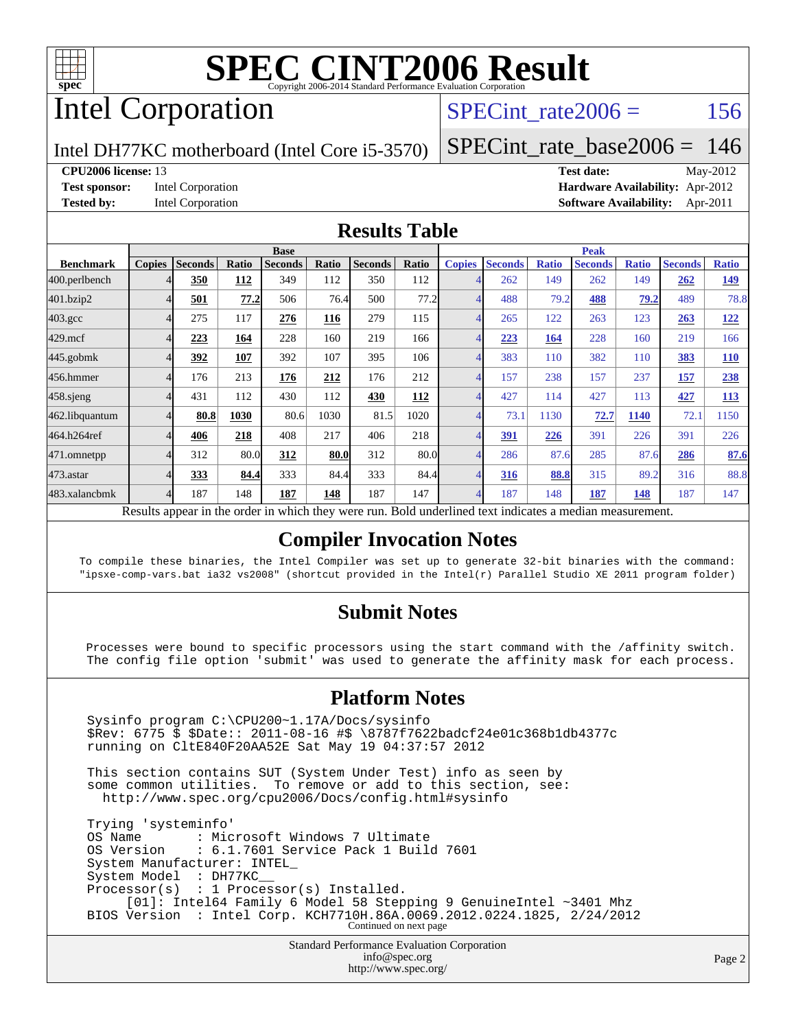# SPEC CINT2006 Result

Copyright 2006-2014 Standard Performance Evaluation Corporation

## Intel Corporation

Intel DH77KC motherboard (Intel Core i5-3570)

SPECint_rate2006 = 156

SPECint_rate_base2006 = 146

**CPU2006 license:** 13

**Test sponsor:** Intel Corporation

**Tested by:** Intel Corporation

**Test date:** May-2012

**Hardware Availability:** Apr-2012

**Software Availability:** Apr-2011

## Results Table

| Benchmark | Base | | | | | | | Peak | | | | | | |
|---|---|---|---|---|---|---|---|---|---|---|---|---|---|---|
| | Copies | Seconds | Ratio | Seconds | Ratio | Seconds | Ratio | Copies | Seconds | Ratio | Seconds | Ratio | Seconds | Ratio |
| 400.perlbench | 4 | **350** | **112** | 349 | 112 | 350 | 112 | 4 | 262 | 149 | 262 | 149 | **262** | **149** |
| 401.bzip2 | 4 | **501** | **77.2** | 506 | 76.4 | 500 | 77.2 | 4 | 488 | 79.2 | **488** | **79.2** | 489 | 78.8 |
| 403.gcc | 4 | 275 | 117 | **276** | **116** | 279 | 115 | 4 | 265 | 122 | 263 | 123 | **263** | **122** |
| 429.mcf | 4 | **223** | **164** | 228 | 160 | 219 | 166 | 4 | **223** | **164** | 228 | 160 | 219 | 166 |
| 445.gobmk | 4 | **392** | **107** | 392 | 107 | 395 | 106 | 4 | 383 | 110 | 382 | 110 | **383** | **110** |
| 456.hmmer | 4 | 176 | 213 | **176** | **212** | 176 | 212 | 4 | 157 | 238 | 157 | 237 | **157** | **238** |
| 458.sjeng | 4 | 431 | 112 | 430 | 112 | **430** | **112** | 4 | 427 | 114 | 427 | 113 | **427** | **113** |
| 462.libquantum | 4 | **80.8** | **1030** | 80.6 | 1030 | 81.5 | 1020 | 4 | 73.1 | 1130 | **72.7** | **1140** | 72.1 | 1150 |
| 464.h264ref | 4 | **406** | **218** | 408 | 217 | 406 | 218 | 4 | **391** | **226** | 391 | 226 | 391 | 226 |
| 471.omnetpp | 4 | 312 | 80.0 | **312** | **80.0** | 312 | 80.0 | 4 | 286 | 87.6 | 285 | 87.6 | **286** | **87.6** |
| 473.astar | 4 | **333** | **84.4** | 333 | 84.4 | 333 | 84.4 | 4 | **316** | **88.8** | 315 | 89.2 | 316 | 88.8 |
| 483.xalancbmk | 4 | 187 | 148 | **187** | **148** | 187 | 147 | 4 | 187 | 148 | **187** | **148** | 187 | 147 |

Results appear in the order in which they were run. Bold underlined text indicates a median measurement.

## Compiler Invocation Notes

To compile these binaries, the Intel Compiler was set up to generate 32-bit binaries with the command: "ipsxe-comp-vars.bat ia32 vs2008" (shortcut provided in the Intel(r) Parallel Studio XE 2011 program folder)

## Submit Notes

Processes were bound to specific processors using the start command with the /affinity switch. The config file option 'submit' was used to generate the affinity mask for each process.

## Platform Notes

```
Sysinfo program C:\CPU200~1.17A/Docs/sysinfo
$Rev: 6775 $ $Date:: 2011-08-16 #$ \8787f7622badcf24e01c368b1db4377c
running on CltE840F20AA52E Sat May 19 04:37:57 2012

This section contains SUT (System Under Test) info as seen by
some common utilities.  To remove or add to this section, see:
  http://www.spec.org/cpu2006/Docs/config.html#sysinfo

Trying 'systeminfo'
OS Name       : Microsoft Windows 7 Ultimate
OS Version    : 6.1.7601 Service Pack 1 Build 7601
System Manufacturer: INTEL_
System Model  : DH77KC__
Processor(s)  : 1 Processor(s) Installed.
     [01]: Intel64 Family 6 Model 58 Stepping 9 GenuineIntel ~3401 Mhz
BIOS Version  : Intel Corp. KCH7710H.86A.0069.2012.0224.1825, 2/24/2012
```

Continued on next page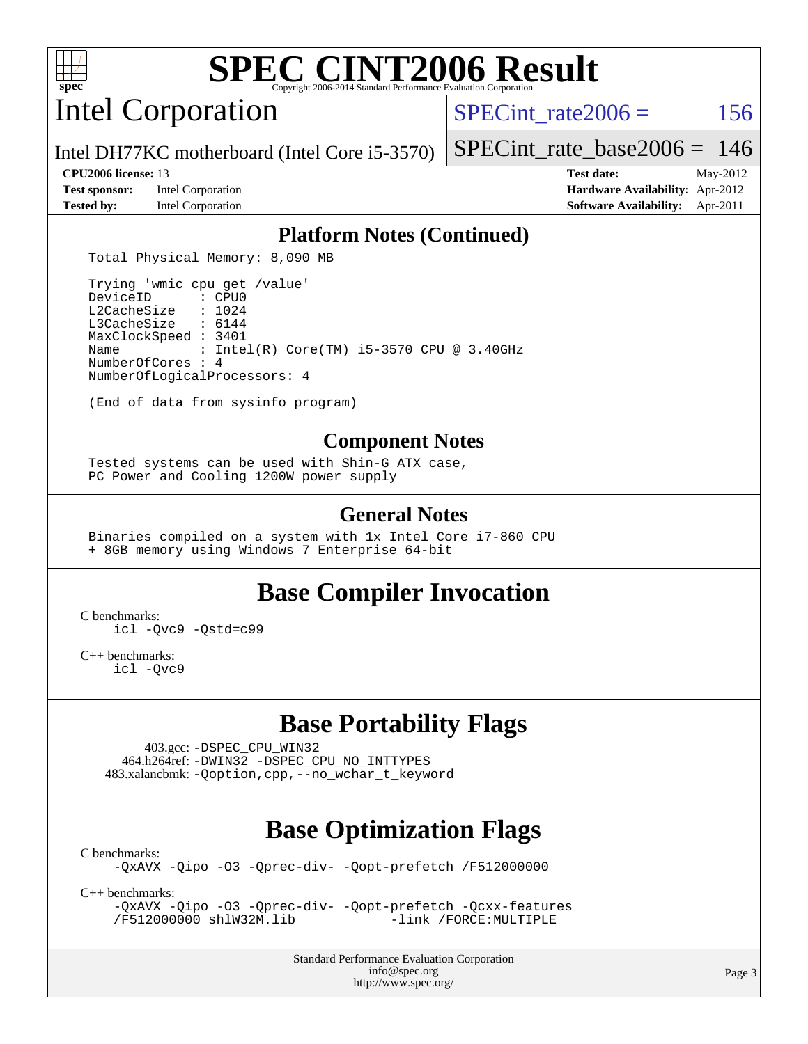# SPEC CINT2006 Result

Copyright 2006-2014 Standard Performance Evaluation Corporation

## Intel Corporation

Intel DH77KC motherboard (Intel Core i5-3570)

SPECint_rate2006 = 156

SPECint_rate_base2006 = 146

**CPU2006 license:** 13
**Test sponsor:** Intel Corporation
**Tested by:** Intel Corporation

**Test date:** May-2012
**Hardware Availability:** Apr-2012
**Software Availability:** Apr-2011

## Platform Notes (Continued)

```
Total Physical Memory: 8,090 MB

Trying 'wmic cpu get /value'
DeviceID       : CPU0
L2CacheSize    : 1024
L3CacheSize    : 6144
MaxClockSpeed  : 3401
Name           : Intel(R) Core(TM) i5-3570 CPU @ 3.40GHz
NumberOfCores  : 4
NumberOfLogicalProcessors: 4

(End of data from sysinfo program)
```

## Component Notes

```
Tested systems can be used with Shin-G ATX case,
PC Power and Cooling 1200W power supply
```

## General Notes

```
Binaries compiled on a system with 1x Intel Core i7-860 CPU
+ 8GB memory using Windows 7 Enterprise 64-bit
```

## Base Compiler Invocation

C benchmarks:
```
icl -Qvc9 -Qstd=c99
```

C++ benchmarks:
```
icl -Qvc9
```

## Base Portability Flags

403.gcc: `-DSPEC_CPU_WIN32`
464.h264ref: `-DWIN32 -DSPEC_CPU_NO_INTTYPES`
483.xalancbmk: `-Qoption,cpp,--no_wchar_t_keyword`

## Base Optimization Flags

C benchmarks:
```
-QxAVX -Qipo -O3 -Qprec-div- -Qopt-prefetch /F512000000
```

C++ benchmarks:
```
-QxAVX -Qipo -O3 -Qprec-div- -Qopt-prefetch -Qcxx-features
/F512000000 shlW32M.lib            -link /FORCE:MULTIPLE
```

Standard Performance Evaluation Corporation
info@spec.org
http://www.spec.org/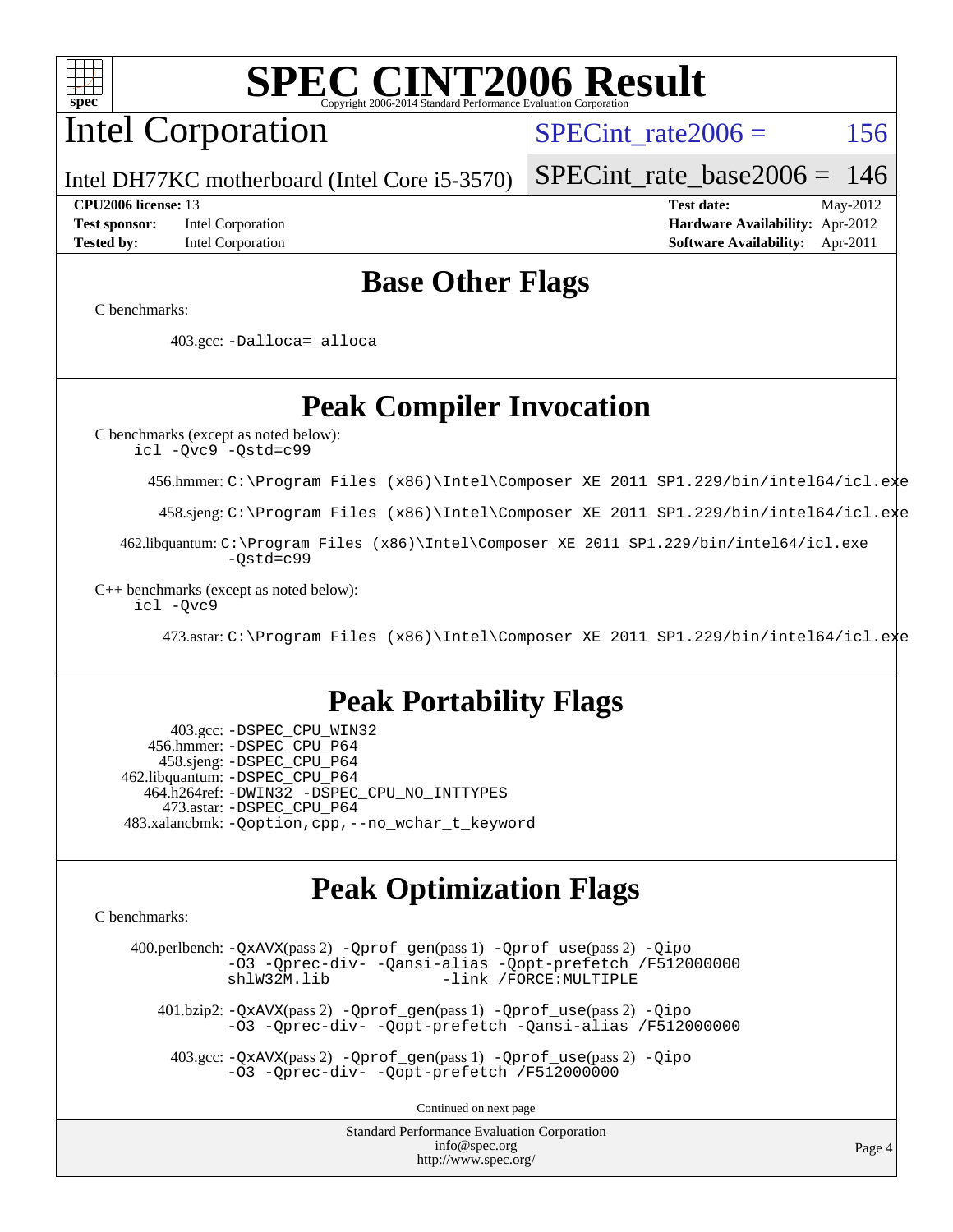# SPEC CINT2006 Result

Copyright 2006-2014 Standard Performance Evaluation Corporation

## Intel Corporation

Intel DH77KC motherboard (Intel Core i5-3570)

SPECint_rate2006 = 156

SPECint_rate_base2006 = 146

**CPU2006 license:** 13
**Test sponsor:** Intel Corporation
**Tested by:** Intel Corporation
**Test date:** May-2012
**Hardware Availability:** Apr-2012
**Software Availability:** Apr-2011

## Base Other Flags

C benchmarks:

403.gcc: `-Dalloca=_alloca`

## Peak Compiler Invocation

C benchmarks (except as noted below):
`icl -Qvc9 -Qstd=c99`

456.hmmer: `C:\Program Files (x86)\Intel\Composer XE 2011 SP1.229/bin/intel64/icl.exe`

458.sjeng: `C:\Program Files (x86)\Intel\Composer XE 2011 SP1.229/bin/intel64/icl.exe`

462.libquantum: `C:\Program Files (x86)\Intel\Composer XE 2011 SP1.229/bin/intel64/icl.exe -Qstd=c99`

C++ benchmarks (except as noted below):
`icl -Qvc9`

473.astar: `C:\Program Files (x86)\Intel\Composer XE 2011 SP1.229/bin/intel64/icl.exe`

## Peak Portability Flags

403.gcc: `-DSPEC_CPU_WIN32`
456.hmmer: `-DSPEC_CPU_P64`
458.sjeng: `-DSPEC_CPU_P64`
462.libquantum: `-DSPEC_CPU_P64`
464.h264ref: `-DWIN32 -DSPEC_CPU_NO_INTTYPES`
473.astar: `-DSPEC_CPU_P64`
483.xalancbmk: `-Qoption,cpp,--no_wchar_t_keyword`

## Peak Optimization Flags

C benchmarks:

400.perlbench: `-QxAVX`(pass 2) `-Qprof_gen`(pass 1) `-Qprof_use`(pass 2) `-Qipo -O3 -Qprec-div- -Qansi-alias -Qopt-prefetch /F512000000 shlW32M.lib -link /FORCE:MULTIPLE`

401.bzip2: `-QxAVX`(pass 2) `-Qprof_gen`(pass 1) `-Qprof_use`(pass 2) `-Qipo -O3 -Qprec-div- -Qopt-prefetch -Qansi-alias /F512000000`

403.gcc: `-QxAVX`(pass 2) `-Qprof_gen`(pass 1) `-Qprof_use`(pass 2) `-Qipo -O3 -Qprec-div- -Qopt-prefetch /F512000000`

Continued on next page

Standard Performance Evaluation Corporation
info@spec.org
http://www.spec.org/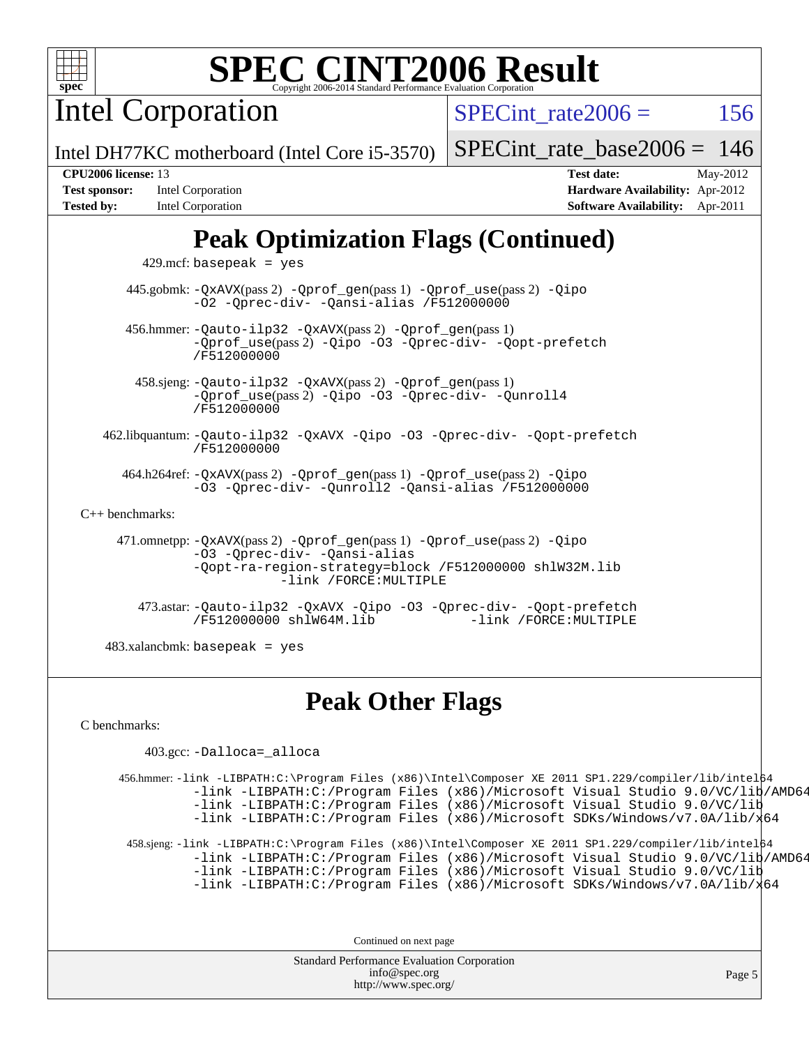# SPEC CINT2006 Result

Copyright 2006-2014 Standard Performance Evaluation Corporation

## Intel Corporation

Intel DH77KC motherboard (Intel Core i5-3570)

SPECint_rate2006 = 156

SPECint_rate_base2006 = 146

**CPU2006 license:** 13
**Test sponsor:** Intel Corporation
**Tested by:** Intel Corporation

**Test date:** May-2012
**Hardware Availability:** Apr-2012
**Software Availability:** Apr-2011

## Peak Optimization Flags (Continued)

429.mcf: basepeak = yes

445.gobmk: -QxAVX(pass 2) -Qprof_gen(pass 1) -Qprof_use(pass 2) -Qipo -O2 -Qprec-div- -Qansi-alias /F512000000

456.hmmer: -Qauto-ilp32 -QxAVX(pass 2) -Qprof_gen(pass 1) -Qprof_use(pass 2) -Qipo -O3 -Qprec-div- -Qopt-prefetch /F512000000

458.sjeng: -Qauto-ilp32 -QxAVX(pass 2) -Qprof_gen(pass 1) -Qprof_use(pass 2) -Qipo -O3 -Qprec-div- -Qunroll4 /F512000000

462.libquantum: -Qauto-ilp32 -QxAVX -Qipo -O3 -Qprec-div- -Qopt-prefetch /F512000000

464.h264ref: -QxAVX(pass 2) -Qprof_gen(pass 1) -Qprof_use(pass 2) -Qipo -O3 -Qprec-div- -Qunroll2 -Qansi-alias /F512000000

C++ benchmarks:

471.omnetpp: -QxAVX(pass 2) -Qprof_gen(pass 1) -Qprof_use(pass 2) -Qipo -O3 -Qprec-div- -Qansi-alias -Qopt-ra-region-strategy=block /F512000000 shlW32M.lib -link /FORCE:MULTIPLE

473.astar: -Qauto-ilp32 -QxAVX -Qipo -O3 -Qprec-div- -Qopt-prefetch /F512000000 shlW64M.lib -link /FORCE:MULTIPLE

483.xalancbmk: basepeak = yes

## Peak Other Flags

C benchmarks:

403.gcc: -Dalloca=_alloca

456.hmmer: -link -LIBPATH:C:\Program Files (x86)\Intel\Composer XE 2011 SP1.229/compiler/lib/intel64
-link -LIBPATH:C:/Program Files (x86)/Microsoft Visual Studio 9.0/VC/lib/AMD64
-link -LIBPATH:C:/Program Files (x86)/Microsoft Visual Studio 9.0/VC/lib
-link -LIBPATH:C:/Program Files (x86)/Microsoft SDKs/Windows/v7.0A/lib/x64

458.sjeng: -link -LIBPATH:C:\Program Files (x86)\Intel\Composer XE 2011 SP1.229/compiler/lib/intel64
-link -LIBPATH:C:/Program Files (x86)/Microsoft Visual Studio 9.0/VC/lib/AMD64
-link -LIBPATH:C:/Program Files (x86)/Microsoft Visual Studio 9.0/VC/lib
-link -LIBPATH:C:/Program Files (x86)/Microsoft SDKs/Windows/v7.0A/lib/x64

Continued on next page

Standard Performance Evaluation Corporation
info@spec.org
http://www.spec.org/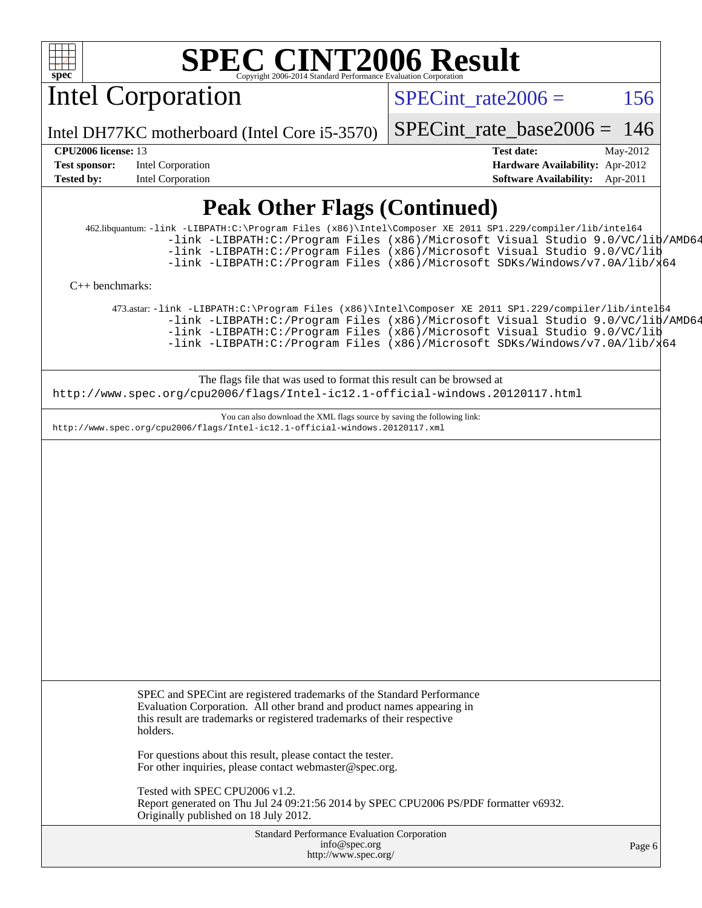# Peak Other Flags (Continued)

462.libquantum:
```
-link -LIBPATH:C:\Program Files (x86)\Intel\Composer XE 2011 SP1.229/compiler/lib/intel64
-link -LIBPATH:C:/Program Files (x86)/Microsoft Visual Studio 9.0/VC/lib/AMD64
-link -LIBPATH:C:/Program Files (x86)/Microsoft Visual Studio 9.0/VC/lib
-link -LIBPATH:C:/Program Files (x86)/Microsoft SDKs/Windows/v7.0A/lib/x64
```

C++ benchmarks:

473.astar:
```
-link -LIBPATH:C:\Program Files (x86)\Intel\Composer XE 2011 SP1.229/compiler/lib/intel64
-link -LIBPATH:C:/Program Files (x86)/Microsoft Visual Studio 9.0/VC/lib/AMD64
-link -LIBPATH:C:/Program Files (x86)/Microsoft Visual Studio 9.0/VC/lib
-link -LIBPATH:C:/Program Files (x86)/Microsoft SDKs/Windows/v7.0A/lib/x64
```

The flags file that was used to format this result can be browsed at
http://www.spec.org/cpu2006/flags/Intel-ic12.1-official-windows.20120117.html

You can also download the XML flags source by saving the following link:
http://www.spec.org/cpu2006/flags/Intel-ic12.1-official-windows.20120117.xml

SPEC and SPECint are registered trademarks of the Standard Performance Evaluation Corporation. All other brand and product names appearing in this result are trademarks or registered trademarks of their respective holders.

For questions about this result, please contact the tester.
For other inquiries, please contact webmaster@spec.org.

Tested with SPEC CPU2006 v1.2.
Report generated on Thu Jul 24 09:21:56 2014 by SPEC CPU2006 PS/PDF formatter v6932.
Originally published on 18 July 2012.